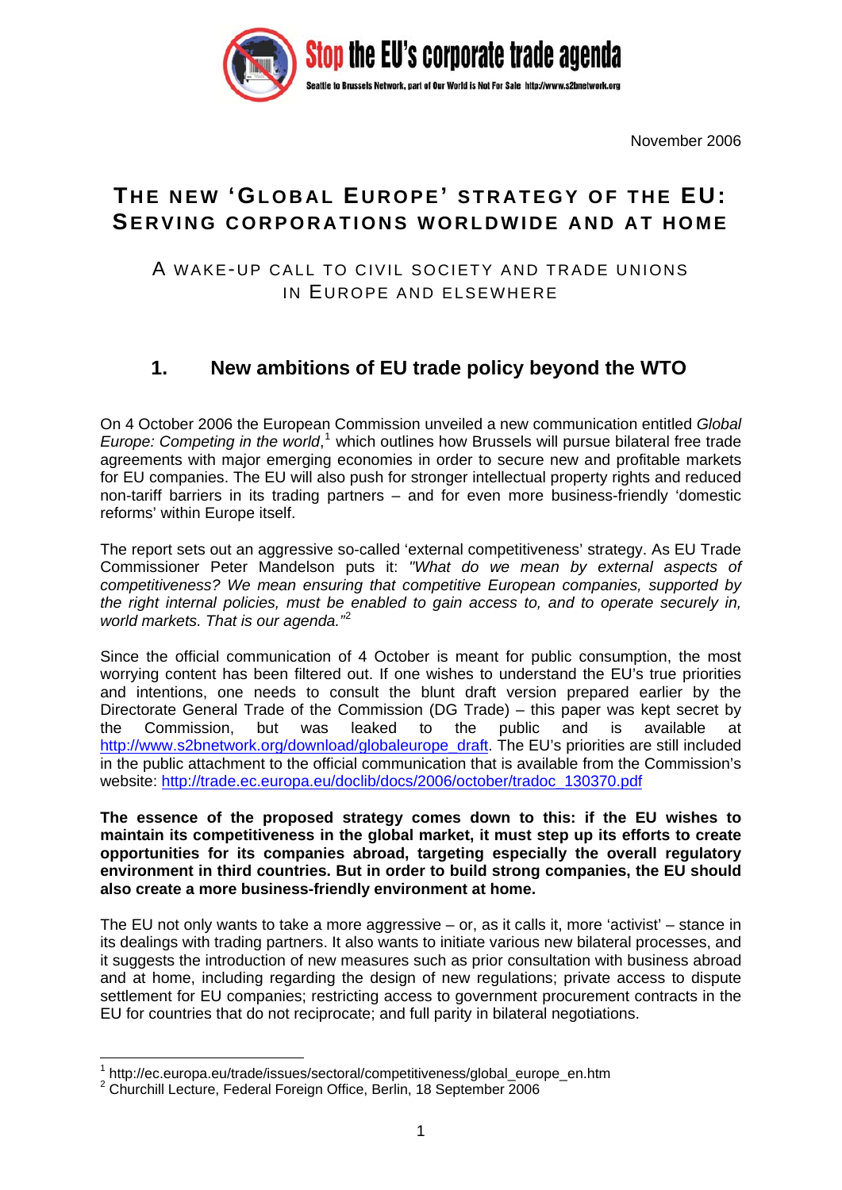Stop the EU's corporate trade agenda

Seattle to Brussels Network, part of Our World is Not For Sale http://www.s2bnetwork.org

November 2006

# THE NEW 'GLOBAL EUROPE' STRATEGY OF THE EU: SERVING CORPORATIONS WORLDWIDE AND AT HOME

### A WAKE-UP CALL TO CIVIL SOCIETY AND TRADE UNIONS IN EUROPE AND ELSEWHERE

## 1. New ambitions of EU trade policy beyond the WTO

On 4 October 2006 the European Commission unveiled a new communication entitled *Global Europe: Competing in the world*,[1] which outlines how Brussels will pursue bilateral free trade agreements with major emerging economies in order to secure new and profitable markets for EU companies. The EU will also push for stronger intellectual property rights and reduced non-tariff barriers in its trading partners – and for even more business-friendly 'domestic reforms' within Europe itself.

The report sets out an aggressive so-called 'external competitiveness' strategy. As EU Trade Commissioner Peter Mandelson puts it: *"What do we mean by external aspects of competitiveness? We mean ensuring that competitive European companies, supported by the right internal policies, must be enabled to gain access to, and to operate securely in, world markets. That is our agenda."*[2]

Since the official communication of 4 October is meant for public consumption, the most worrying content has been filtered out. If one wishes to understand the EU's true priorities and intentions, one needs to consult the blunt draft version prepared earlier by the Directorate General Trade of the Commission (DG Trade) – this paper was kept secret by the Commission, but was leaked to the public and is available at http://www.s2bnetwork.org/download/globaleurope_draft. The EU's priorities are still included in the public attachment to the official communication that is available from the Commission's website: http://trade.ec.europa.eu/doclib/docs/2006/october/tradoc_130370.pdf

**The essence of the proposed strategy comes down to this: if the EU wishes to maintain its competitiveness in the global market, it must step up its efforts to create opportunities for its companies abroad, targeting especially the overall regulatory environment in third countries. But in order to build strong companies, the EU should also create a more business-friendly environment at home.**

The EU not only wants to take a more aggressive – or, as it calls it, more 'activist' – stance in its dealings with trading partners. It also wants to initiate various new bilateral processes, and it suggests the introduction of new measures such as prior consultation with business abroad and at home, including regarding the design of new regulations; private access to dispute settlement for EU companies; restricting access to government procurement contracts in the EU for countries that do not reciprocate; and full parity in bilateral negotiations.

---

[1] http://ec.europa.eu/trade/issues/sectoral/competitiveness/global_europe_en.htm

[2] Churchill Lecture, Federal Foreign Office, Berlin, 18 September 2006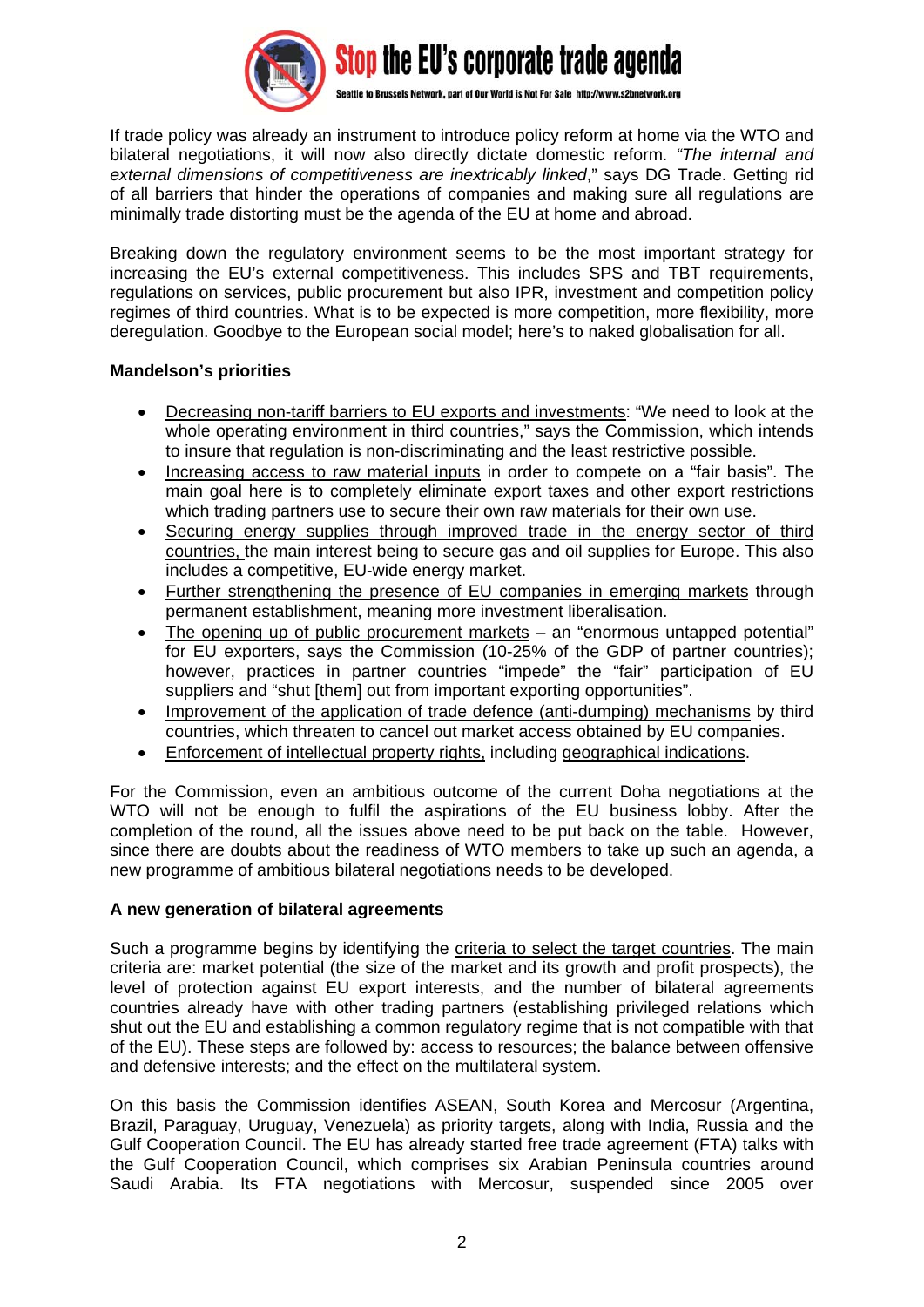If trade policy was already an instrument to introduce policy reform at home via the WTO and bilateral negotiations, it will now also directly dictate domestic reform. *"The internal and external dimensions of competitiveness are inextricably linked*," says DG Trade. Getting rid of all barriers that hinder the operations of companies and making sure all regulations are minimally trade distorting must be the agenda of the EU at home and abroad.

Breaking down the regulatory environment seems to be the most important strategy for increasing the EU's external competitiveness. This includes SPS and TBT requirements, regulations on services, public procurement but also IPR, investment and competition policy regimes of third countries. What is to be expected is more competition, more flexibility, more deregulation. Goodbye to the European social model; here's to naked globalisation for all.

**Mandelson's priorities**

- Decreasing non-tariff barriers to EU exports and investments: "We need to look at the whole operating environment in third countries," says the Commission, which intends to insure that regulation is non-discriminating and the least restrictive possible.
- Increasing access to raw material inputs in order to compete on a "fair basis". The main goal here is to completely eliminate export taxes and other export restrictions which trading partners use to secure their own raw materials for their own use.
- Securing energy supplies through improved trade in the energy sector of third countries, the main interest being to secure gas and oil supplies for Europe. This also includes a competitive, EU-wide energy market.
- Further strengthening the presence of EU companies in emerging markets through permanent establishment, meaning more investment liberalisation.
- The opening up of public procurement markets – an "enormous untapped potential" for EU exporters, says the Commission (10-25% of the GDP of partner countries); however, practices in partner countries "impede" the "fair" participation of EU suppliers and "shut [them] out from important exporting opportunities".
- Improvement of the application of trade defence (anti-dumping) mechanisms by third countries, which threaten to cancel out market access obtained by EU companies.
- Enforcement of intellectual property rights, including geographical indications.

For the Commission, even an ambitious outcome of the current Doha negotiations at the WTO will not be enough to fulfil the aspirations of the EU business lobby. After the completion of the round, all the issues above need to be put back on the table. However, since there are doubts about the readiness of WTO members to take up such an agenda, a new programme of ambitious bilateral negotiations needs to be developed.

**A new generation of bilateral agreements**

Such a programme begins by identifying the criteria to select the target countries. The main criteria are: market potential (the size of the market and its growth and profit prospects), the level of protection against EU export interests, and the number of bilateral agreements countries already have with other trading partners (establishing privileged relations which shut out the EU and establishing a common regulatory regime that is not compatible with that of the EU). These steps are followed by: access to resources; the balance between offensive and defensive interests; and the effect on the multilateral system.

On this basis the Commission identifies ASEAN, South Korea and Mercosur (Argentina, Brazil, Paraguay, Uruguay, Venezuela) as priority targets, along with India, Russia and the Gulf Cooperation Council. The EU has already started free trade agreement (FTA) talks with the Gulf Cooperation Council, which comprises six Arabian Peninsula countries around Saudi Arabia. Its FTA negotiations with Mercosur, suspended since 2005 over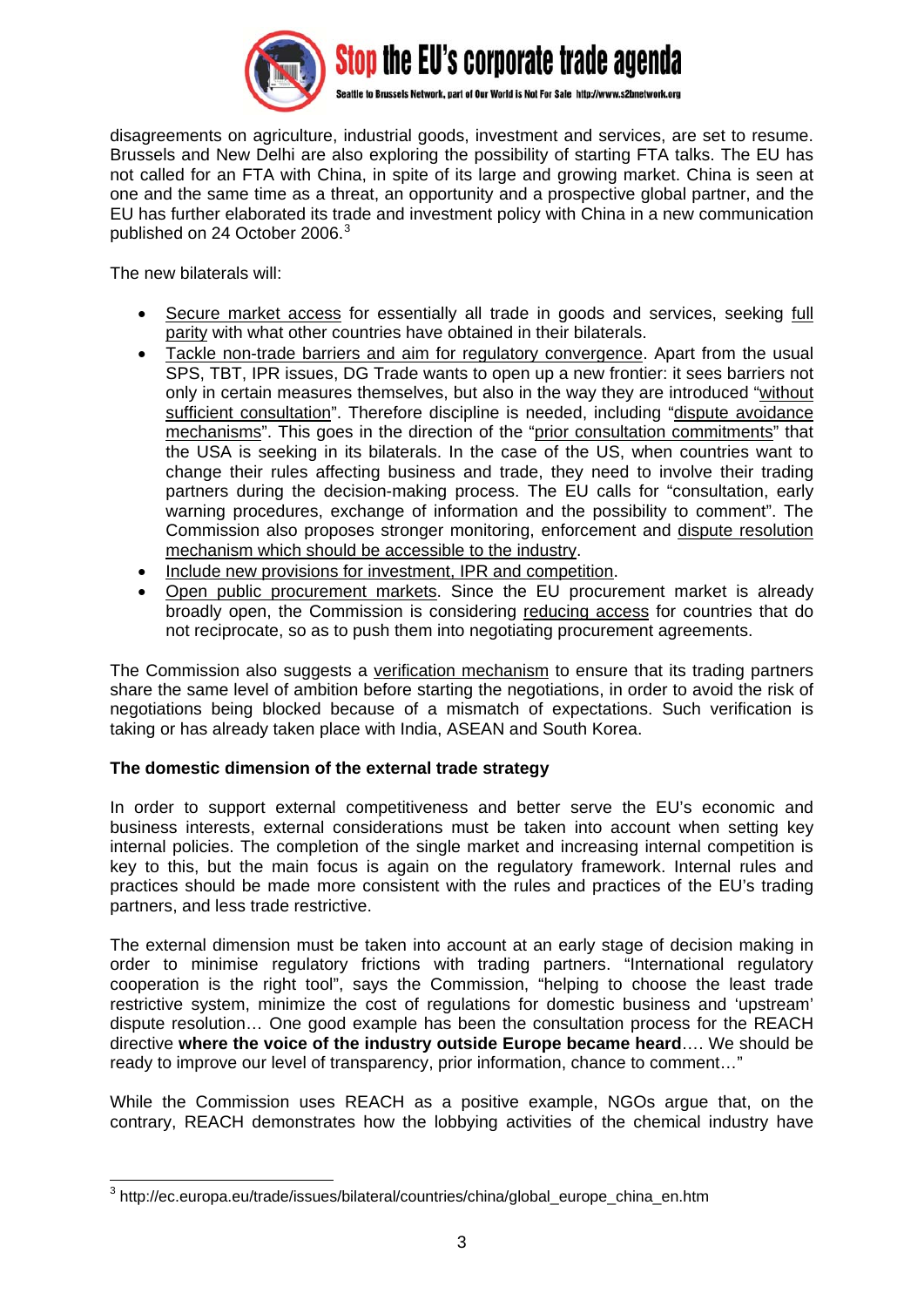disagreements on agriculture, industrial goods, investment and services, are set to resume. Brussels and New Delhi are also exploring the possibility of starting FTA talks. The EU has not called for an FTA with China, in spite of its large and growing market. China is seen at one and the same time as a threat, an opportunity and a prospective global partner, and the EU has further elaborated its trade and investment policy with China in a new communication published on 24 October 2006.[3]

The new bilaterals will:

- Secure market access for essentially all trade in goods and services, seeking full parity with what other countries have obtained in their bilaterals.
- Tackle non-trade barriers and aim for regulatory convergence. Apart from the usual SPS, TBT, IPR issues, DG Trade wants to open up a new frontier: it sees barriers not only in certain measures themselves, but also in the way they are introduced "without sufficient consultation". Therefore discipline is needed, including "dispute avoidance mechanisms". This goes in the direction of the "prior consultation commitments" that the USA is seeking in its bilaterals. In the case of the US, when countries want to change their rules affecting business and trade, they need to involve their trading partners during the decision-making process. The EU calls for "consultation, early warning procedures, exchange of information and the possibility to comment". The Commission also proposes stronger monitoring, enforcement and dispute resolution mechanism which should be accessible to the industry.
- Include new provisions for investment, IPR and competition.
- Open public procurement markets. Since the EU procurement market is already broadly open, the Commission is considering reducing access for countries that do not reciprocate, so as to push them into negotiating procurement agreements.

The Commission also suggests a verification mechanism to ensure that its trading partners share the same level of ambition before starting the negotiations, in order to avoid the risk of negotiations being blocked because of a mismatch of expectations. Such verification is taking or has already taken place with India, ASEAN and South Korea.

**The domestic dimension of the external trade strategy**

In order to support external competitiveness and better serve the EU's economic and business interests, external considerations must be taken into account when setting key internal policies. The completion of the single market and increasing internal competition is key to this, but the main focus is again on the regulatory framework. Internal rules and practices should be made more consistent with the rules and practices of the EU's trading partners, and less trade restrictive.

The external dimension must be taken into account at an early stage of decision making in order to minimise regulatory frictions with trading partners. "International regulatory cooperation is the right tool", says the Commission, "helping to choose the least trade restrictive system, minimize the cost of regulations for domestic business and 'upstream' dispute resolution… One good example has been the consultation process for the REACH directive **where the voice of the industry outside Europe became heard**…. We should be ready to improve our level of transparency, prior information, chance to comment…"

While the Commission uses REACH as a positive example, NGOs argue that, on the contrary, REACH demonstrates how the lobbying activities of the chemical industry have

[3] http://ec.europa.eu/trade/issues/bilateral/countries/china/global_europe_china_en.htm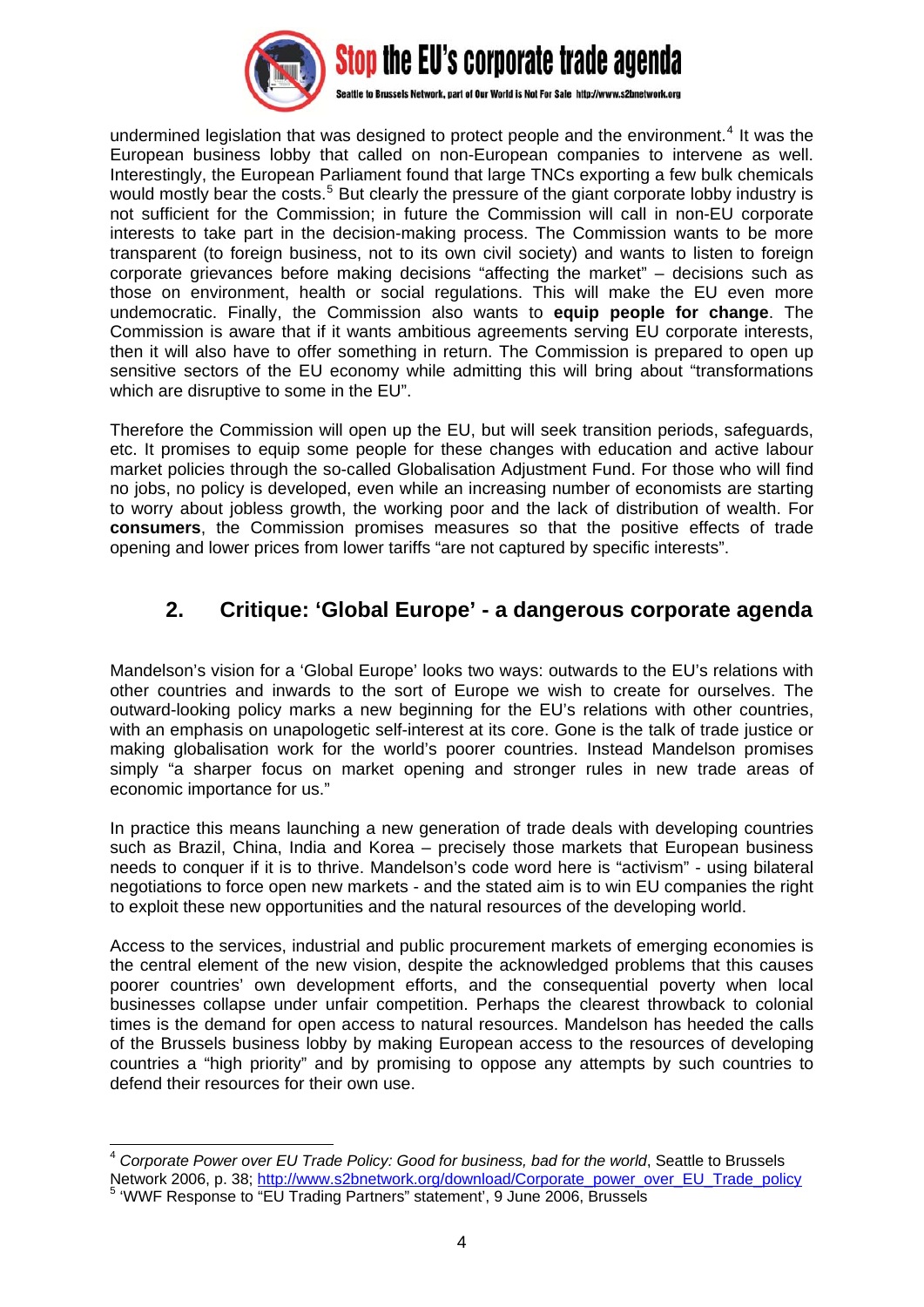undermined legislation that was designed to protect people and the environment.[4] It was the European business lobby that called on non-European companies to intervene as well. Interestingly, the European Parliament found that large TNCs exporting a few bulk chemicals would mostly bear the costs.[5] But clearly the pressure of the giant corporate lobby industry is not sufficient for the Commission; in future the Commission will call in non-EU corporate interests to take part in the decision-making process. The Commission wants to be more transparent (to foreign business, not to its own civil society) and wants to listen to foreign corporate grievances before making decisions "affecting the market" – decisions such as those on environment, health or social regulations. This will make the EU even more undemocratic. Finally, the Commission also wants to **equip people for change**. The Commission is aware that if it wants ambitious agreements serving EU corporate interests, then it will also have to offer something in return. The Commission is prepared to open up sensitive sectors of the EU economy while admitting this will bring about "transformations which are disruptive to some in the EU".

Therefore the Commission will open up the EU, but will seek transition periods, safeguards, etc. It promises to equip some people for these changes with education and active labour market policies through the so-called Globalisation Adjustment Fund. For those who will find no jobs, no policy is developed, even while an increasing number of economists are starting to worry about jobless growth, the working poor and the lack of distribution of wealth. For **consumers**, the Commission promises measures so that the positive effects of trade opening and lower prices from lower tariffs "are not captured by specific interests".

## 2. Critique: 'Global Europe' - a dangerous corporate agenda

Mandelson's vision for a 'Global Europe' looks two ways: outwards to the EU's relations with other countries and inwards to the sort of Europe we wish to create for ourselves. The outward-looking policy marks a new beginning for the EU's relations with other countries, with an emphasis on unapologetic self-interest at its core. Gone is the talk of trade justice or making globalisation work for the world's poorer countries. Instead Mandelson promises simply "a sharper focus on market opening and stronger rules in new trade areas of economic importance for us."

In practice this means launching a new generation of trade deals with developing countries such as Brazil, China, India and Korea – precisely those markets that European business needs to conquer if it is to thrive. Mandelson's code word here is "activism" - using bilateral negotiations to force open new markets - and the stated aim is to win EU companies the right to exploit these new opportunities and the natural resources of the developing world.

Access to the services, industrial and public procurement markets of emerging economies is the central element of the new vision, despite the acknowledged problems that this causes poorer countries' own development efforts, and the consequential poverty when local businesses collapse under unfair competition. Perhaps the clearest throwback to colonial times is the demand for open access to natural resources. Mandelson has heeded the calls of the Brussels business lobby by making European access to the resources of developing countries a "high priority" and by promising to oppose any attempts by such countries to defend their resources for their own use.

---

[4] *Corporate Power over EU Trade Policy: Good for business, bad for the world*, Seattle to Brussels Network 2006, p. 38; http://www.s2bnetwork.org/download/Corporate_power_over_EU_Trade_policy

[5] 'WWF Response to "EU Trading Partners" statement', 9 June 2006, Brussels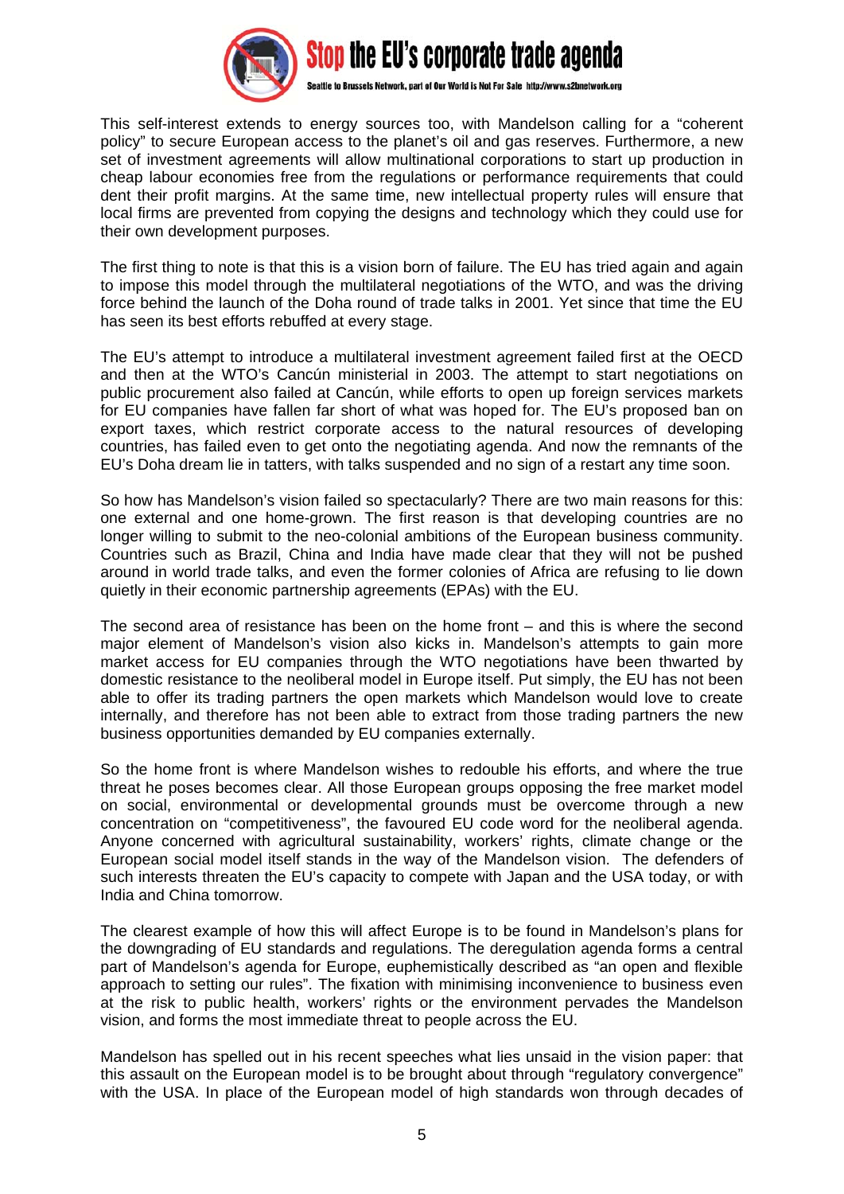This self-interest extends to energy sources too, with Mandelson calling for a "coherent policy" to secure European access to the planet's oil and gas reserves. Furthermore, a new set of investment agreements will allow multinational corporations to start up production in cheap labour economies free from the regulations or performance requirements that could dent their profit margins. At the same time, new intellectual property rules will ensure that local firms are prevented from copying the designs and technology which they could use for their own development purposes.

The first thing to note is that this is a vision born of failure. The EU has tried again and again to impose this model through the multilateral negotiations of the WTO, and was the driving force behind the launch of the Doha round of trade talks in 2001. Yet since that time the EU has seen its best efforts rebuffed at every stage.

The EU's attempt to introduce a multilateral investment agreement failed first at the OECD and then at the WTO's Cancún ministerial in 2003. The attempt to start negotiations on public procurement also failed at Cancún, while efforts to open up foreign services markets for EU companies have fallen far short of what was hoped for. The EU's proposed ban on export taxes, which restrict corporate access to the natural resources of developing countries, has failed even to get onto the negotiating agenda. And now the remnants of the EU's Doha dream lie in tatters, with talks suspended and no sign of a restart any time soon.

So how has Mandelson's vision failed so spectacularly? There are two main reasons for this: one external and one home-grown. The first reason is that developing countries are no longer willing to submit to the neo-colonial ambitions of the European business community. Countries such as Brazil, China and India have made clear that they will not be pushed around in world trade talks, and even the former colonies of Africa are refusing to lie down quietly in their economic partnership agreements (EPAs) with the EU.

The second area of resistance has been on the home front – and this is where the second major element of Mandelson's vision also kicks in. Mandelson's attempts to gain more market access for EU companies through the WTO negotiations have been thwarted by domestic resistance to the neoliberal model in Europe itself. Put simply, the EU has not been able to offer its trading partners the open markets which Mandelson would love to create internally, and therefore has not been able to extract from those trading partners the new business opportunities demanded by EU companies externally.

So the home front is where Mandelson wishes to redouble his efforts, and where the true threat he poses becomes clear. All those European groups opposing the free market model on social, environmental or developmental grounds must be overcome through a new concentration on "competitiveness", the favoured EU code word for the neoliberal agenda. Anyone concerned with agricultural sustainability, workers' rights, climate change or the European social model itself stands in the way of the Mandelson vision. The defenders of such interests threaten the EU's capacity to compete with Japan and the USA today, or with India and China tomorrow.

The clearest example of how this will affect Europe is to be found in Mandelson's plans for the downgrading of EU standards and regulations. The deregulation agenda forms a central part of Mandelson's agenda for Europe, euphemistically described as "an open and flexible approach to setting our rules". The fixation with minimising inconvenience to business even at the risk to public health, workers' rights or the environment pervades the Mandelson vision, and forms the most immediate threat to people across the EU.

Mandelson has spelled out in his recent speeches what lies unsaid in the vision paper: that this assault on the European model is to be brought about through "regulatory convergence" with the USA. In place of the European model of high standards won through decades of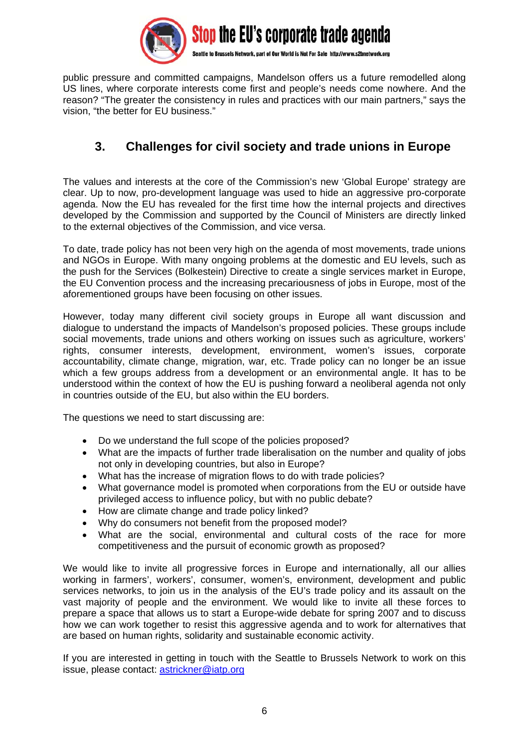public pressure and committed campaigns, Mandelson offers us a future remodelled along US lines, where corporate interests come first and people's needs come nowhere. And the reason? "The greater the consistency in rules and practices with our main partners," says the vision, "the better for EU business."

## 3. Challenges for civil society and trade unions in Europe

The values and interests at the core of the Commission's new 'Global Europe' strategy are clear. Up to now, pro-development language was used to hide an aggressive pro-corporate agenda. Now the EU has revealed for the first time how the internal projects and directives developed by the Commission and supported by the Council of Ministers are directly linked to the external objectives of the Commission, and vice versa.

To date, trade policy has not been very high on the agenda of most movements, trade unions and NGOs in Europe. With many ongoing problems at the domestic and EU levels, such as the push for the Services (Bolkestein) Directive to create a single services market in Europe, the EU Convention process and the increasing precariousness of jobs in Europe, most of the aforementioned groups have been focusing on other issues.

However, today many different civil society groups in Europe all want discussion and dialogue to understand the impacts of Mandelson's proposed policies. These groups include social movements, trade unions and others working on issues such as agriculture, workers' rights, consumer interests, development, environment, women's issues, corporate accountability, climate change, migration, war, etc. Trade policy can no longer be an issue which a few groups address from a development or an environmental angle. It has to be understood within the context of how the EU is pushing forward a neoliberal agenda not only in countries outside of the EU, but also within the EU borders.

The questions we need to start discussing are:

- Do we understand the full scope of the policies proposed?
- What are the impacts of further trade liberalisation on the number and quality of jobs not only in developing countries, but also in Europe?
- What has the increase of migration flows to do with trade policies?
- What governance model is promoted when corporations from the EU or outside have privileged access to influence policy, but with no public debate?
- How are climate change and trade policy linked?
- Why do consumers not benefit from the proposed model?
- What are the social, environmental and cultural costs of the race for more competitiveness and the pursuit of economic growth as proposed?

We would like to invite all progressive forces in Europe and internationally, all our allies working in farmers', workers', consumer, women's, environment, development and public services networks, to join us in the analysis of the EU's trade policy and its assault on the vast majority of people and the environment. We would like to invite all these forces to prepare a space that allows us to start a Europe-wide debate for spring 2007 and to discuss how we can work together to resist this aggressive agenda and to work for alternatives that are based on human rights, solidarity and sustainable economic activity.

If you are interested in getting in touch with the Seattle to Brussels Network to work on this issue, please contact: astrickner@iatp.org